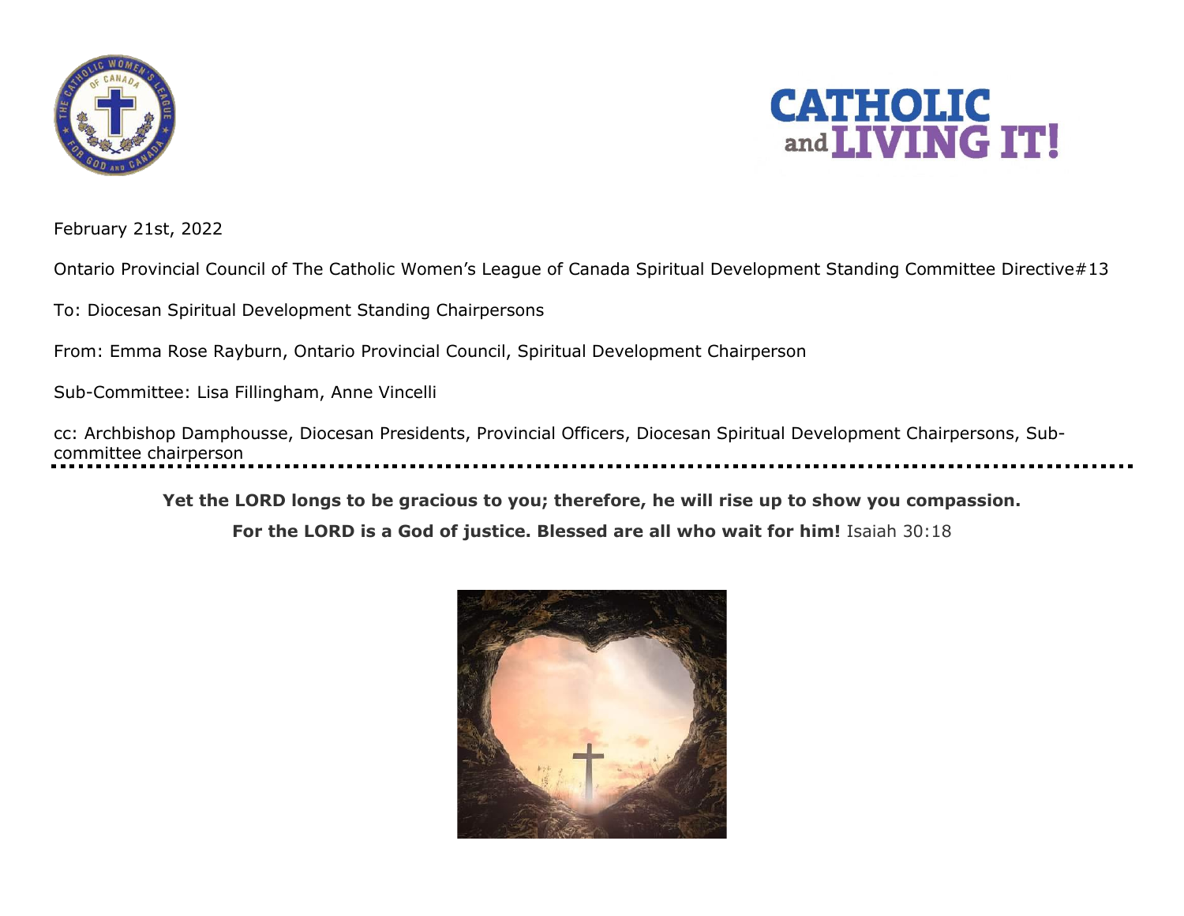February 21st, 2022

Ontario Provincial Council of The Catholic Women's League of Canada Spiritual Development Standing Committee Directive#13

To: Diocesan Spiritual Development Standing Chairpersons

From: Emma Rose Rayburn, Ontario Provincial Council, Spiritual Development Chairperson

Sub-Committee: Lisa Fillingham, Anne Vincelli

cc: Archbishop Damphousse, Diocesan Presidents, Provincial Officers, Diocesan Spiritual Development Chairpersons, Sub-committee chairperson

---

**Yet the LORD longs to be gracious to you; therefore, he will rise up to show you compassion.**

**For the LORD is a God of justice. Blessed are all who wait for him!** Isaiah 30:18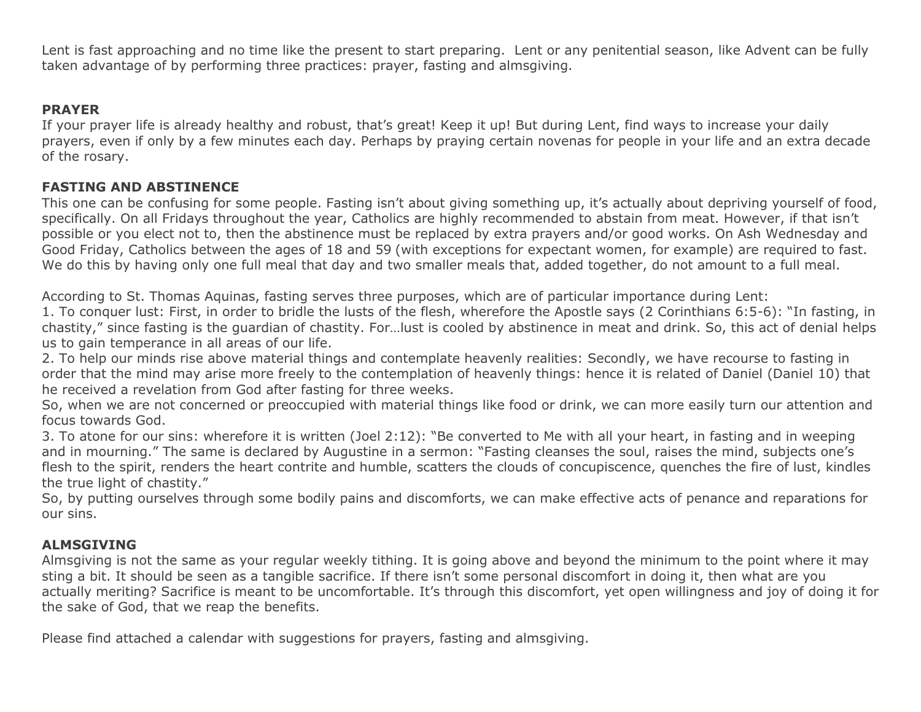Lent is fast approaching and no time like the present to start preparing.  Lent or any penitential season, like Advent can be fully taken advantage of by performing three practices: prayer, fasting and almsgiving.

**PRAYER**

If your prayer life is already healthy and robust, that's great! Keep it up! But during Lent, find ways to increase your daily prayers, even if only by a few minutes each day. Perhaps by praying certain novenas for people in your life and an extra decade of the rosary.

**FASTING AND ABSTINENCE**

This one can be confusing for some people. Fasting isn't about giving something up, it's actually about depriving yourself of food, specifically. On all Fridays throughout the year, Catholics are highly recommended to abstain from meat. However, if that isn't possible or you elect not to, then the abstinence must be replaced by extra prayers and/or good works. On Ash Wednesday and Good Friday, Catholics between the ages of 18 and 59 (with exceptions for expectant women, for example) are required to fast. We do this by having only one full meal that day and two smaller meals that, added together, do not amount to a full meal.

According to St. Thomas Aquinas, fasting serves three purposes, which are of particular importance during Lent:

1. To conquer lust: First, in order to bridle the lusts of the flesh, wherefore the Apostle says (2 Corinthians 6:5-6): "In fasting, in chastity," since fasting is the guardian of chastity. For…lust is cooled by abstinence in meat and drink. So, this act of denial helps us to gain temperance in all areas of our life.
2. To help our minds rise above material things and contemplate heavenly realities: Secondly, we have recourse to fasting in order that the mind may arise more freely to the contemplation of heavenly things: hence it is related of Daniel (Daniel 10) that he received a revelation from God after fasting for three weeks.
So, when we are not concerned or preoccupied with material things like food or drink, we can more easily turn our attention and focus towards God.
3. To atone for our sins: wherefore it is written (Joel 2:12): "Be converted to Me with all your heart, in fasting and in weeping and in mourning." The same is declared by Augustine in a sermon: "Fasting cleanses the soul, raises the mind, subjects one's flesh to the spirit, renders the heart contrite and humble, scatters the clouds of concupiscence, quenches the fire of lust, kindles the true light of chastity."
So, by putting ourselves through some bodily pains and discomforts, we can make effective acts of penance and reparations for our sins.

**ALMSGIVING**

Almsgiving is not the same as your regular weekly tithing. It is going above and beyond the minimum to the point where it may sting a bit. It should be seen as a tangible sacrifice. If there isn't some personal discomfort in doing it, then what are you actually meriting? Sacrifice is meant to be uncomfortable. It's through this discomfort, yet open willingness and joy of doing it for the sake of God, that we reap the benefits.

Please find attached a calendar with suggestions for prayers, fasting and almsgiving.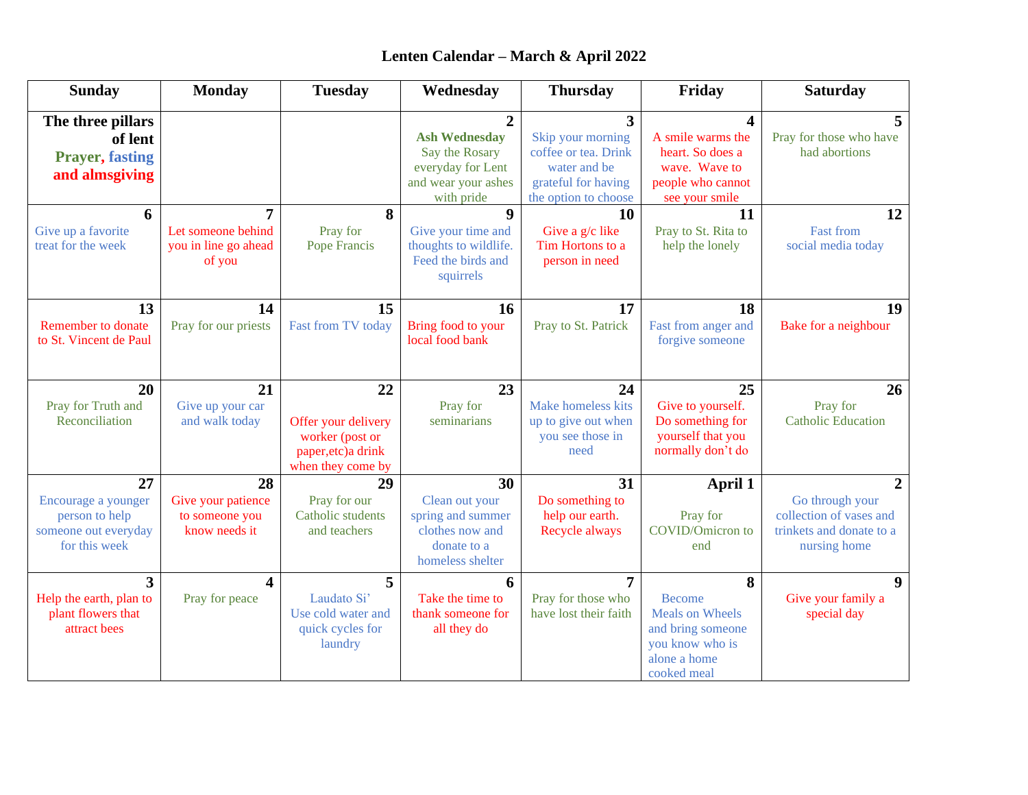# Lenten Calendar – March & April 2022

| Sunday | Monday | Tuesday | Wednesday | Thursday | Friday | Saturday |
|---|---|---|---|---|---|---|
| **The three pillars of lent** **Prayer, fasting and almsgiving** | | | **2** **Ash Wednesday** Say the Rosary everyday for Lent and wear your ashes with pride | **3** Skip your morning coffee or tea. Drink water and be grateful for having the option to choose | **4** A smile warms the heart. So does a wave. Wave to people who cannot see your smile | **5** Pray for those who have had abortions |
| **6** Give up a favorite treat for the week | **7** Let someone behind you in line go ahead of you | **8** Pray for Pope Francis | **9** Give your time and thoughts to wildlife. Feed the birds and squirrels | **10** Give a g/c like Tim Hortons to a person in need | **11** Pray to St. Rita to help the lonely | **12** Fast from social media today |
| **13** Remember to donate to St. Vincent de Paul | **14** Pray for our priests | **15** Fast from TV today | **16** Bring food to your local food bank | **17** Pray to St. Patrick | **18** Fast from anger and forgive someone | **19** Bake for a neighbour |
| **20** Pray for Truth and Reconciliation | **21** Give up your car and walk today | **22** Offer your delivery worker (post or paper,etc)a drink when they come by | **23** Pray for seminarians | **24** Make homeless kits up to give out when you see those in need | **25** Give to yourself. Do something for yourself that you normally don't do | **26** Pray for Catholic Education |
| **27** Encourage a younger person to help someone out everyday for this week | **28** Give your patience to someone you know needs it | **29** Pray for our Catholic students and teachers | **30** Clean out your spring and summer clothes now and donate to a homeless shelter | **31** Do something to help our earth. Recycle always | **April 1** Pray for COVID/Omicron to end | **2** Go through your collection of vases and trinkets and donate to a nursing home |
| **3** Help the earth, plan to plant flowers that attract bees | **4** Pray for peace | **5** Laudato Si' Use cold water and quick cycles for laundry | **6** Take the time to thank someone for all they do | **7** Pray for those who have lost their faith | **8** Become Meals on Wheels and bring someone you know who is alone a home cooked meal | **9** Give your family a special day |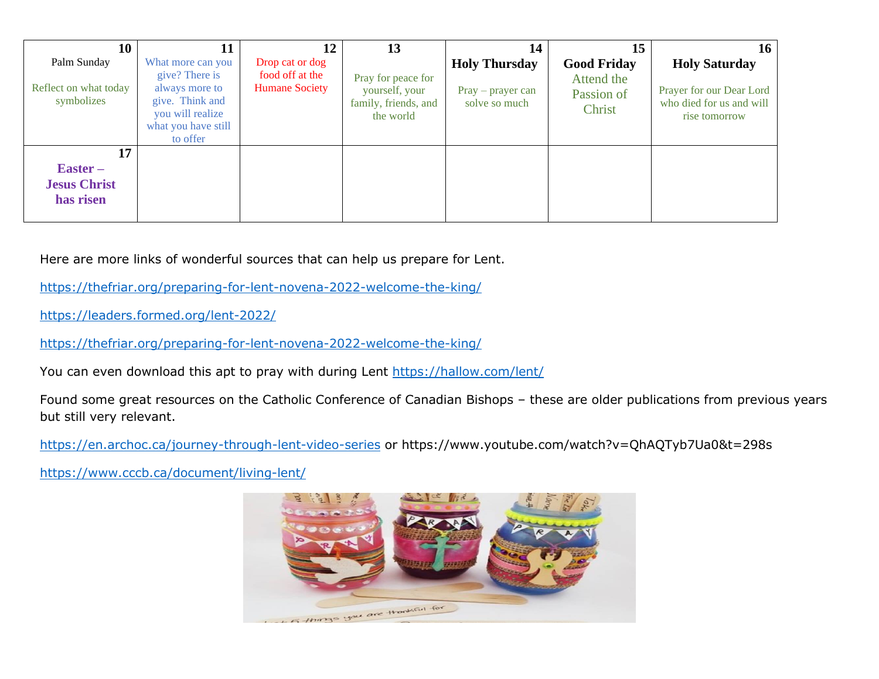| 10 | 11 | 12 | 13 | 14 | 15 | 16 |
|---|---|---|---|---|---|---|
| Palm Sunday<br><br>Reflect on what today symbolizes | What more can you give? There is always more to give. Think and you will realize what you have still to offer | Drop cat or dog food off at the Humane Society | Pray for peace for yourself, your family, friends, and the world | **Holy Thursday**<br><br>Pray – prayer can solve so much | **Good Friday**<br>Attend the Passion of Christ | **Holy Saturday**<br><br>Prayer for our Dear Lord who died for us and will rise tomorrow |
| **17**<br>**Easter – Jesus Christ has risen** | | | | | | |

Here are more links of wonderful sources that can help us prepare for Lent.

https://thefriar.org/preparing-for-lent-novena-2022-welcome-the-king/

https://leaders.formed.org/lent-2022/

https://thefriar.org/preparing-for-lent-novena-2022-welcome-the-king/

You can even download this apt to pray with during Lent https://hallow.com/lent/

Found some great resources on the Catholic Conference of Canadian Bishops – these are older publications from previous years but still very relevant.

https://en.archoc.ca/journey-through-lent-video-series or https://www.youtube.com/watch?v=QhAQTyb7Ua0&t=298s

https://www.cccb.ca/document/living-lent/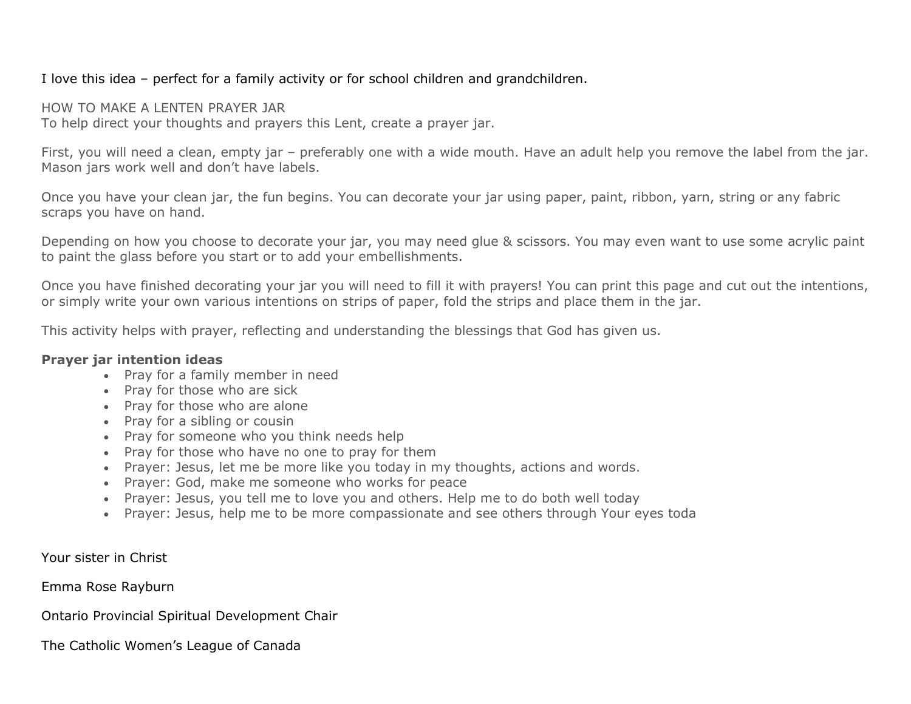I love this idea – perfect for a family activity or for school children and grandchildren.

HOW TO MAKE A LENTEN PRAYER JAR

To help direct your thoughts and prayers this Lent, create a prayer jar.

First, you will need a clean, empty jar – preferably one with a wide mouth. Have an adult help you remove the label from the jar. Mason jars work well and don't have labels.

Once you have your clean jar, the fun begins. You can decorate your jar using paper, paint, ribbon, yarn, string or any fabric scraps you have on hand.

Depending on how you choose to decorate your jar, you may need glue & scissors. You may even want to use some acrylic paint to paint the glass before you start or to add your embellishments.

Once you have finished decorating your jar you will need to fill it with prayers! You can print this page and cut out the intentions, or simply write your own various intentions on strips of paper, fold the strips and place them in the jar.

This activity helps with prayer, reflecting and understanding the blessings that God has given us.

**Prayer jar intention ideas**

- Pray for a family member in need
- Pray for those who are sick
- Pray for those who are alone
- Pray for a sibling or cousin
- Pray for someone who you think needs help
- Pray for those who have no one to pray for them
- Prayer: Jesus, let me be more like you today in my thoughts, actions and words.
- Prayer: God, make me someone who works for peace
- Prayer: Jesus, you tell me to love you and others. Help me to do both well today
- Prayer: Jesus, help me to be more compassionate and see others through Your eyes toda

Your sister in Christ

Emma Rose Rayburn

Ontario Provincial Spiritual Development Chair

The Catholic Women's League of Canada